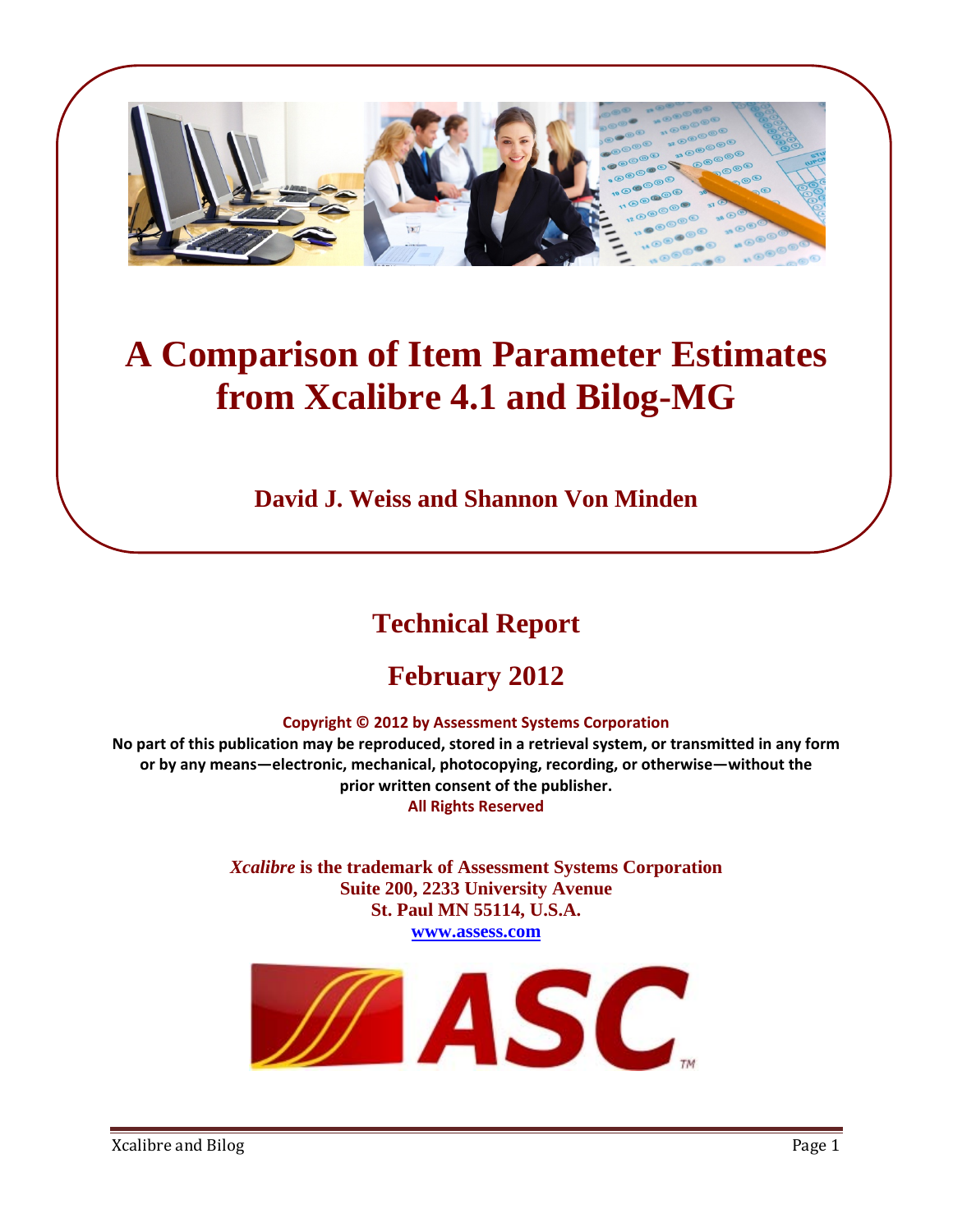# A Comparison of Item Parameter Estimates from Xcalibre 4.1 and Bilog-MG

**David J. Weiss and Shannon Von Minden**

## Technical Report

## February 2012

**Copyright © 2012 by Assessment Systems Corporation**

**No part of this publication may be reproduced, stored in a retrieval system, or transmitted in any form or by any means—electronic, mechanical, photocopying, recording, or otherwise—without the prior written consent of the publisher.**

**All Rights Reserved**

***Xcalibre*** **is the trademark of Assessment Systems Corporation**
**Suite 200, 2233 University Avenue**
**St. Paul MN 55114, U.S.A.**
**www.assess.com**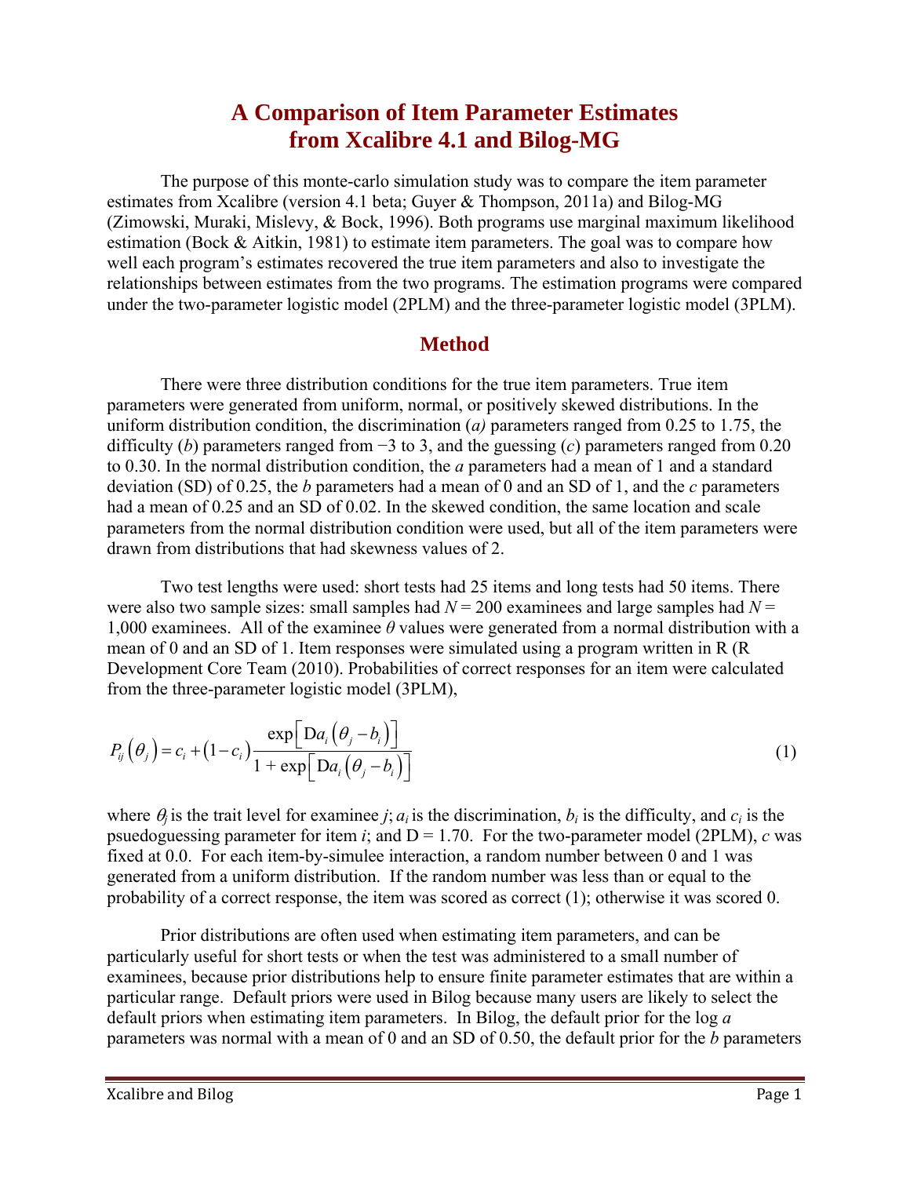# A Comparison of Item Parameter Estimates from Xcalibre 4.1 and Bilog-MG

The purpose of this monte-carlo simulation study was to compare the item parameter estimates from Xcalibre (version 4.1 beta; Guyer & Thompson, 2011a) and Bilog-MG (Zimowski, Muraki, Mislevy, & Bock, 1996). Both programs use marginal maximum likelihood estimation (Bock & Aitkin, 1981) to estimate item parameters. The goal was to compare how well each program's estimates recovered the true item parameters and also to investigate the relationships between estimates from the two programs. The estimation programs were compared under the two-parameter logistic model (2PLM) and the three-parameter logistic model (3PLM).

## Method

There were three distribution conditions for the true item parameters. True item parameters were generated from uniform, normal, or positively skewed distributions. In the uniform distribution condition, the discrimination (*a)* parameters ranged from 0.25 to 1.75, the difficulty (*b*) parameters ranged from −3 to 3, and the guessing (*c*) parameters ranged from 0.20 to 0.30. In the normal distribution condition, the *a* parameters had a mean of 1 and a standard deviation (SD) of 0.25, the *b* parameters had a mean of 0 and an SD of 1, and the *c* parameters had a mean of 0.25 and an SD of 0.02. In the skewed condition, the same location and scale parameters from the normal distribution condition were used, but all of the item parameters were drawn from distributions that had skewness values of 2.

Two test lengths were used: short tests had 25 items and long tests had 50 items. There were also two sample sizes: small samples had $N = 200$ examinees and large samples had $N = 1{,}000$ examinees. All of the examinee $\theta$ values were generated from a normal distribution with a mean of 0 and an SD of 1. Item responses were simulated using a program written in R (R Development Core Team (2010). Probabilities of correct responses for an item were calculated from the three-parameter logistic model (3PLM),

$$P_{ij}\left(\theta_j\right) = c_i + \left(1 - c_i\right)\frac{\exp\left[\mathrm{D}a_i\left(\theta_j - b_i\right)\right]}{1 + \exp\left[\mathrm{D}a_i\left(\theta_j - b_i\right)\right]} \tag{1}$$

where $\theta_j$ is the trait level for examinee *j*; $a_i$ is the discrimination, $b_i$ is the difficulty, and $c_i$ is the psuedoguessing parameter for item *i*; and D = 1.70. For the two-parameter model (2PLM), *c* was fixed at 0.0. For each item-by-simulee interaction, a random number between 0 and 1 was generated from a uniform distribution. If the random number was less than or equal to the probability of a correct response, the item was scored as correct (1); otherwise it was scored 0.

Prior distributions are often used when estimating item parameters, and can be particularly useful for short tests or when the test was administered to a small number of examinees, because prior distributions help to ensure finite parameter estimates that are within a particular range. Default priors were used in Bilog because many users are likely to select the default priors when estimating item parameters. In Bilog, the default prior for the log *a* parameters was normal with a mean of 0 and an SD of 0.50, the default prior for the *b* parameters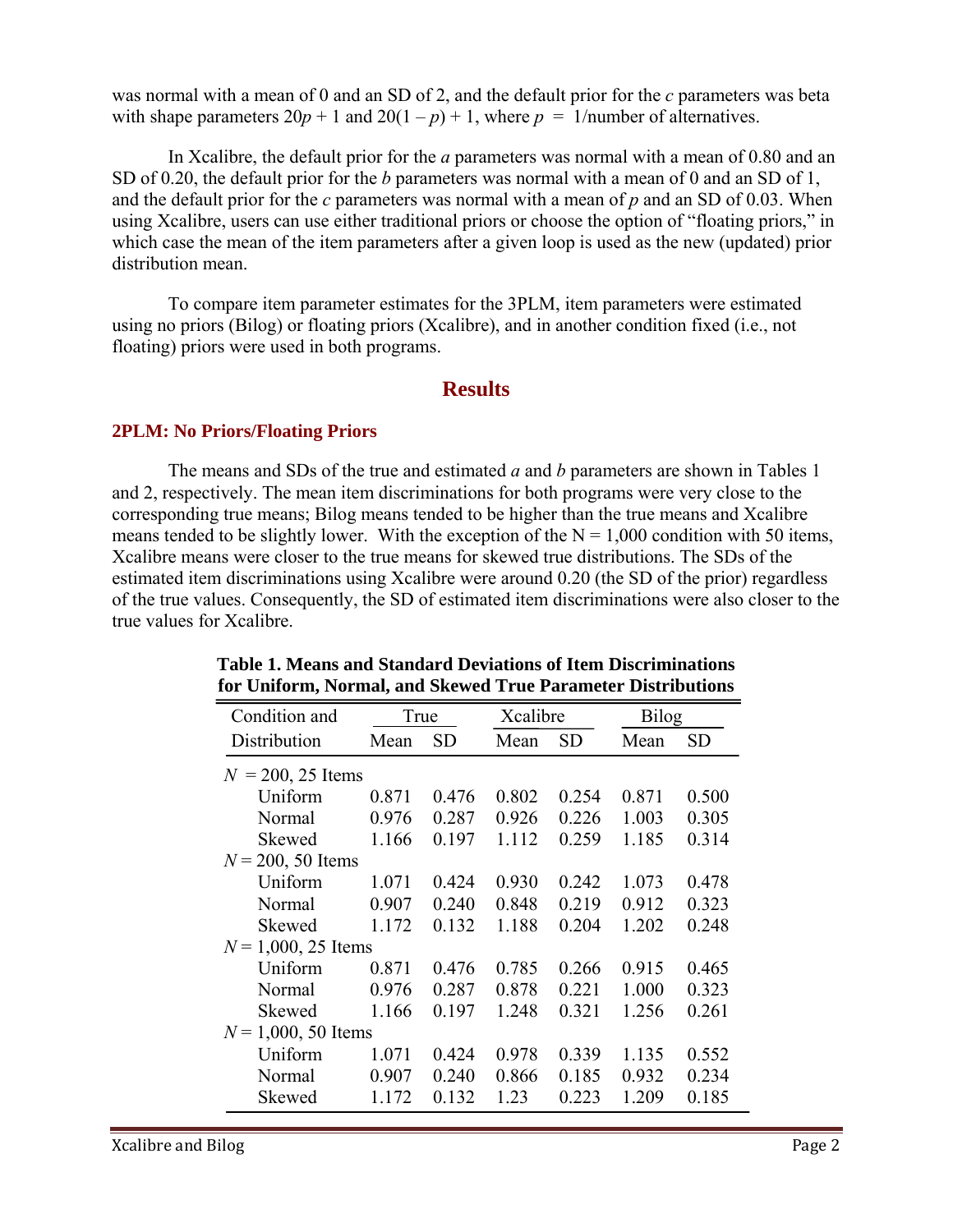was normal with a mean of 0 and an SD of 2, and the default prior for the $c$ parameters was beta with shape parameters $20p + 1$ and $20(1 - p) + 1$, where $p = 1/\text{number of alternatives}$.

In Xcalibre, the default prior for the $a$ parameters was normal with a mean of 0.80 and an SD of 0.20, the default prior for the $b$ parameters was normal with a mean of 0 and an SD of 1, and the default prior for the $c$ parameters was normal with a mean of $p$ and an SD of 0.03. When using Xcalibre, users can use either traditional priors or choose the option of "floating priors," in which case the mean of the item parameters after a given loop is used as the new (updated) prior distribution mean.

To compare item parameter estimates for the 3PLM, item parameters were estimated using no priors (Bilog) or floating priors (Xcalibre), and in another condition fixed (i.e., not floating) priors were used in both programs.

## Results

### 2PLM: No Priors/Floating Priors

The means and SDs of the true and estimated $a$ and $b$ parameters are shown in Tables 1 and 2, respectively. The mean item discriminations for both programs were very close to the corresponding true means; Bilog means tended to be higher than the true means and Xcalibre means tended to be slightly lower. With the exception of the N = 1,000 condition with 50 items, Xcalibre means were closer to the true means for skewed true distributions. The SDs of the estimated item discriminations using Xcalibre were around 0.20 (the SD of the prior) regardless of the true values. Consequently, the SD of estimated item discriminations were also closer to the true values for Xcalibre.

**Table 1. Means and Standard Deviations of Item Discriminations for Uniform, Normal, and Skewed True Parameter Distributions**

| Condition and | True | | Xcalibre | | Bilog | |
|---|---|---|---|---|---|---|
| Distribution | Mean | SD | Mean | SD | Mean | SD |
| *N* = 200, 25 Items | | | | | | |
| Uniform | 0.871 | 0.476 | 0.802 | 0.254 | 0.871 | 0.500 |
| Normal | 0.976 | 0.287 | 0.926 | 0.226 | 1.003 | 0.305 |
| Skewed | 1.166 | 0.197 | 1.112 | 0.259 | 1.185 | 0.314 |
| *N* = 200, 50 Items | | | | | | |
| Uniform | 1.071 | 0.424 | 0.930 | 0.242 | 1.073 | 0.478 |
| Normal | 0.907 | 0.240 | 0.848 | 0.219 | 0.912 | 0.323 |
| Skewed | 1.172 | 0.132 | 1.188 | 0.204 | 1.202 | 0.248 |
| *N* = 1,000, 25 Items | | | | | | |
| Uniform | 0.871 | 0.476 | 0.785 | 0.266 | 0.915 | 0.465 |
| Normal | 0.976 | 0.287 | 0.878 | 0.221 | 1.000 | 0.323 |
| Skewed | 1.166 | 0.197 | 1.248 | 0.321 | 1.256 | 0.261 |
| *N* = 1,000, 50 Items | | | | | | |
| Uniform | 1.071 | 0.424 | 0.978 | 0.339 | 1.135 | 0.552 |
| Normal | 0.907 | 0.240 | 0.866 | 0.185 | 0.932 | 0.234 |
| Skewed | 1.172 | 0.132 | 1.23 | 0.223 | 1.209 | 0.185 |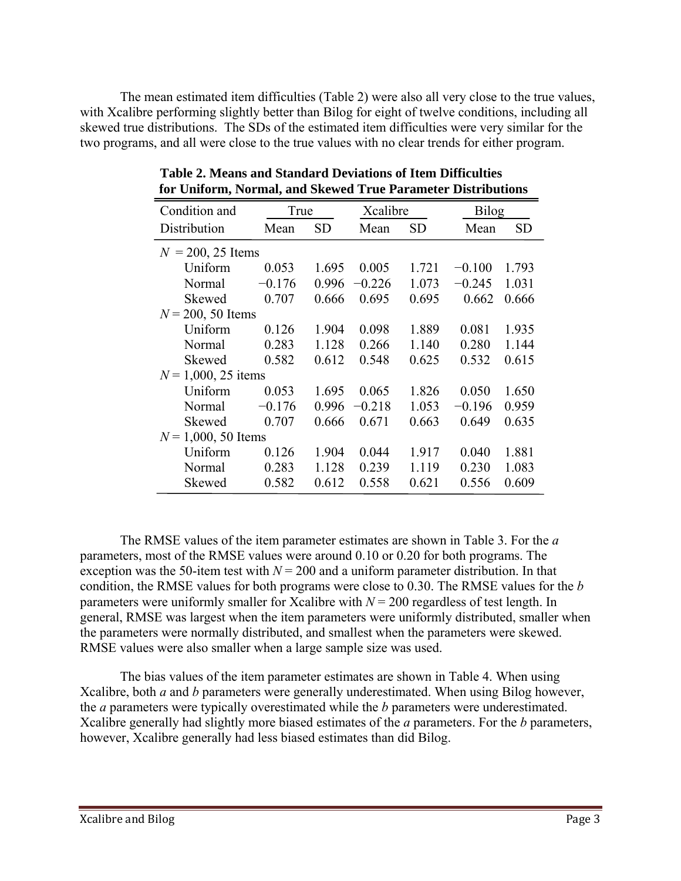The mean estimated item difficulties (Table 2) were also all very close to the true values, with Xcalibre performing slightly better than Bilog for eight of twelve conditions, including all skewed true distributions. The SDs of the estimated item difficulties were very similar for the two programs, and all were close to the true values with no clear trends for either program.

**Table 2. Means and Standard Deviations of Item Difficulties for Uniform, Normal, and Skewed True Parameter Distributions**

| Condition and | True | | Xcalibre | | Bilog | |
|---|---|---|---|---|---|---|
| Distribution | Mean | SD | Mean | SD | Mean | SD |
| $N$ = 200, 25 Items | | | | | | |
| Uniform | 0.053 | 1.695 | 0.005 | 1.721 | −0.100 | 1.793 |
| Normal | −0.176 | 0.996 | −0.226 | 1.073 | −0.245 | 1.031 |
| Skewed | 0.707 | 0.666 | 0.695 | 0.695 | 0.662 | 0.666 |
| $N$ = 200, 50 Items | | | | | | |
| Uniform | 0.126 | 1.904 | 0.098 | 1.889 | 0.081 | 1.935 |
| Normal | 0.283 | 1.128 | 0.266 | 1.140 | 0.280 | 1.144 |
| Skewed | 0.582 | 0.612 | 0.548 | 0.625 | 0.532 | 0.615 |
| $N$ = 1,000, 25 items | | | | | | |
| Uniform | 0.053 | 1.695 | 0.065 | 1.826 | 0.050 | 1.650 |
| Normal | −0.176 | 0.996 | −0.218 | 1.053 | −0.196 | 0.959 |
| Skewed | 0.707 | 0.666 | 0.671 | 0.663 | 0.649 | 0.635 |
| $N$ = 1,000, 50 Items | | | | | | |
| Uniform | 0.126 | 1.904 | 0.044 | 1.917 | 0.040 | 1.881 |
| Normal | 0.283 | 1.128 | 0.239 | 1.119 | 0.230 | 1.083 |
| Skewed | 0.582 | 0.612 | 0.558 | 0.621 | 0.556 | 0.609 |

The RMSE values of the item parameter estimates are shown in Table 3. For the $a$ parameters, most of the RMSE values were around 0.10 or 0.20 for both programs. The exception was the 50-item test with $N$ = 200 and a uniform parameter distribution. In that condition, the RMSE values for both programs were close to 0.30. The RMSE values for the $b$ parameters were uniformly smaller for Xcalibre with $N$ = 200 regardless of test length. In general, RMSE was largest when the item parameters were uniformly distributed, smaller when the parameters were normally distributed, and smallest when the parameters were skewed. RMSE values were also smaller when a large sample size was used.

The bias values of the item parameter estimates are shown in Table 4. When using Xcalibre, both $a$ and $b$ parameters were generally underestimated. When using Bilog however, the $a$ parameters were typically overestimated while the $b$ parameters were underestimated. Xcalibre generally had slightly more biased estimates of the $a$ parameters. For the $b$ parameters, however, Xcalibre generally had less biased estimates than did Bilog.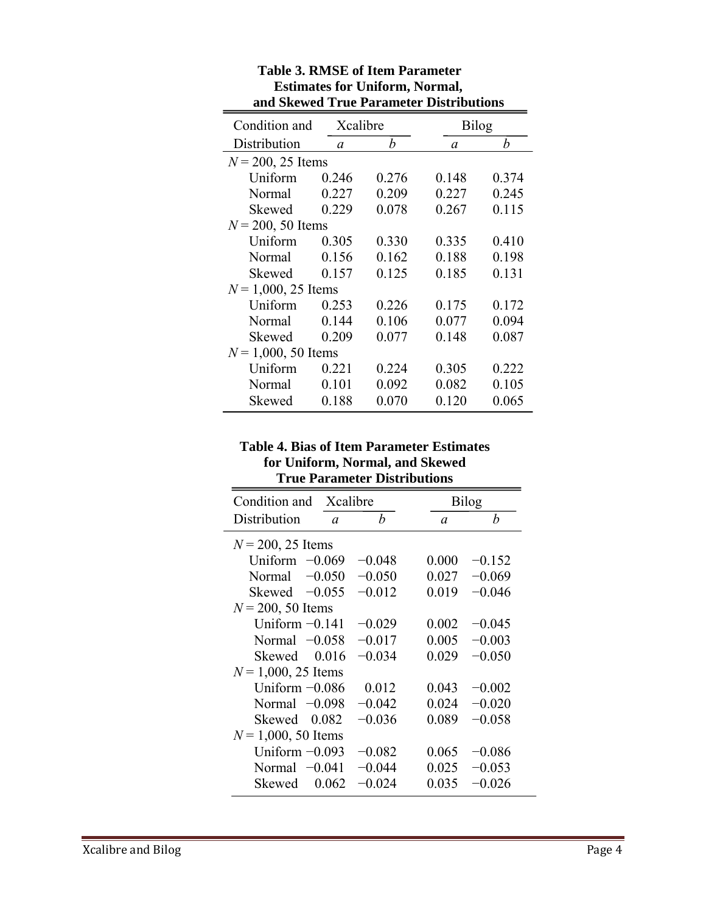**Table 3. RMSE of Item Parameter Estimates for Uniform, Normal, and Skewed True Parameter Distributions**

| Condition and Distribution | Xcalibre *a* | Xcalibre *b* | Bilog *a* | Bilog *b* |
|---|---|---|---|---|
| $N = 200$, 25 Items | | | | |
| Uniform | 0.246 | 0.276 | 0.148 | 0.374 |
| Normal | 0.227 | 0.209 | 0.227 | 0.245 |
| Skewed | 0.229 | 0.078 | 0.267 | 0.115 |
| $N = 200$, 50 Items | | | | |
| Uniform | 0.305 | 0.330 | 0.335 | 0.410 |
| Normal | 0.156 | 0.162 | 0.188 | 0.198 |
| Skewed | 0.157 | 0.125 | 0.185 | 0.131 |
| $N = 1{,}000$, 25 Items | | | | |
| Uniform | 0.253 | 0.226 | 0.175 | 0.172 |
| Normal | 0.144 | 0.106 | 0.077 | 0.094 |
| Skewed | 0.209 | 0.077 | 0.148 | 0.087 |
| $N = 1{,}000$, 50 Items | | | | |
| Uniform | 0.221 | 0.224 | 0.305 | 0.222 |
| Normal | 0.101 | 0.092 | 0.082 | 0.105 |
| Skewed | 0.188 | 0.070 | 0.120 | 0.065 |

**Table 4. Bias of Item Parameter Estimates for Uniform, Normal, and Skewed True Parameter Distributions**

| Condition and Distribution | Xcalibre *a* | Xcalibre *b* | Bilog *a* | Bilog *b* |
|---|---|---|---|---|
| $N = 200$, 25 Items | | | | |
| Uniform | −0.069 | −0.048 | 0.000 | −0.152 |
| Normal | −0.050 | −0.050 | 0.027 | −0.069 |
| Skewed | −0.055 | −0.012 | 0.019 | −0.046 |
| $N = 200$, 50 Items | | | | |
| Uniform | −0.141 | −0.029 | 0.002 | −0.045 |
| Normal | −0.058 | −0.017 | 0.005 | −0.003 |
| Skewed | 0.016 | −0.034 | 0.029 | −0.050 |
| $N = 1{,}000$, 25 Items | | | | |
| Uniform | −0.086 | 0.012 | 0.043 | −0.002 |
| Normal | −0.098 | −0.042 | 0.024 | −0.020 |
| Skewed | 0.082 | −0.036 | 0.089 | −0.058 |
| $N = 1{,}000$, 50 Items | | | | |
| Uniform | −0.093 | −0.082 | 0.065 | −0.086 |
| Normal | −0.041 | −0.044 | 0.025 | −0.053 |
| Skewed | 0.062 | −0.024 | 0.035 | −0.026 |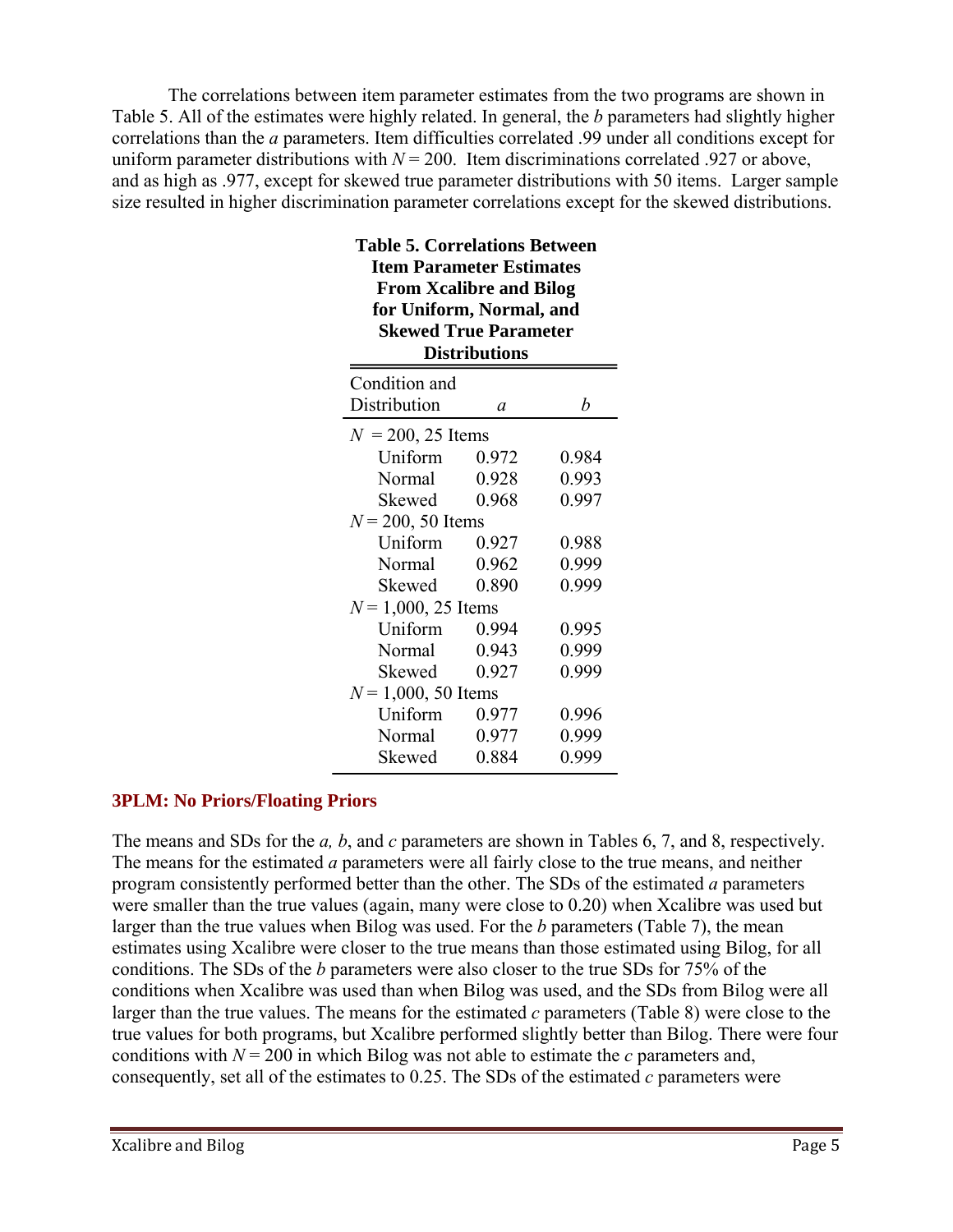The correlations between item parameter estimates from the two programs are shown in Table 5. All of the estimates were highly related. In general, the *b* parameters had slightly higher correlations than the *a* parameters. Item difficulties correlated .99 under all conditions except for uniform parameter distributions with $N = 200$. Item discriminations correlated .927 or above, and as high as .977, except for skewed true parameter distributions with 50 items. Larger sample size resulted in higher discrimination parameter correlations except for the skewed distributions.

**Table 5. Correlations Between Item Parameter Estimates From Xcalibre and Bilog for Uniform, Normal, and Skewed True Parameter Distributions**

| Condition and Distribution | *a* | *b* |
|---|---|---|
| $N = 200$, 25 Items | | |
| Uniform | 0.972 | 0.984 |
| Normal | 0.928 | 0.993 |
| Skewed | 0.968 | 0.997 |
| $N = 200$, 50 Items | | |
| Uniform | 0.927 | 0.988 |
| Normal | 0.962 | 0.999 |
| Skewed | 0.890 | 0.999 |
| $N = 1{,}000$, 25 Items | | |
| Uniform | 0.994 | 0.995 |
| Normal | 0.943 | 0.999 |
| Skewed | 0.927 | 0.999 |
| $N = 1{,}000$, 50 Items | | |
| Uniform | 0.977 | 0.996 |
| Normal | 0.977 | 0.999 |
| Skewed | 0.884 | 0.999 |

### 3PLM: No Priors/Floating Priors

The means and SDs for the *a, b*, and *c* parameters are shown in Tables 6, 7, and 8, respectively. The means for the estimated *a* parameters were all fairly close to the true means, and neither program consistently performed better than the other. The SDs of the estimated *a* parameters were smaller than the true values (again, many were close to 0.20) when Xcalibre was used but larger than the true values when Bilog was used. For the *b* parameters (Table 7), the mean estimates using Xcalibre were closer to the true means than those estimated using Bilog, for all conditions. The SDs of the *b* parameters were also closer to the true SDs for 75% of the conditions when Xcalibre was used than when Bilog was used, and the SDs from Bilog were all larger than the true values. The means for the estimated *c* parameters (Table 8) were close to the true values for both programs, but Xcalibre performed slightly better than Bilog. There were four conditions with $N = 200$ in which Bilog was not able to estimate the *c* parameters and, consequently, set all of the estimates to 0.25. The SDs of the estimated *c* parameters were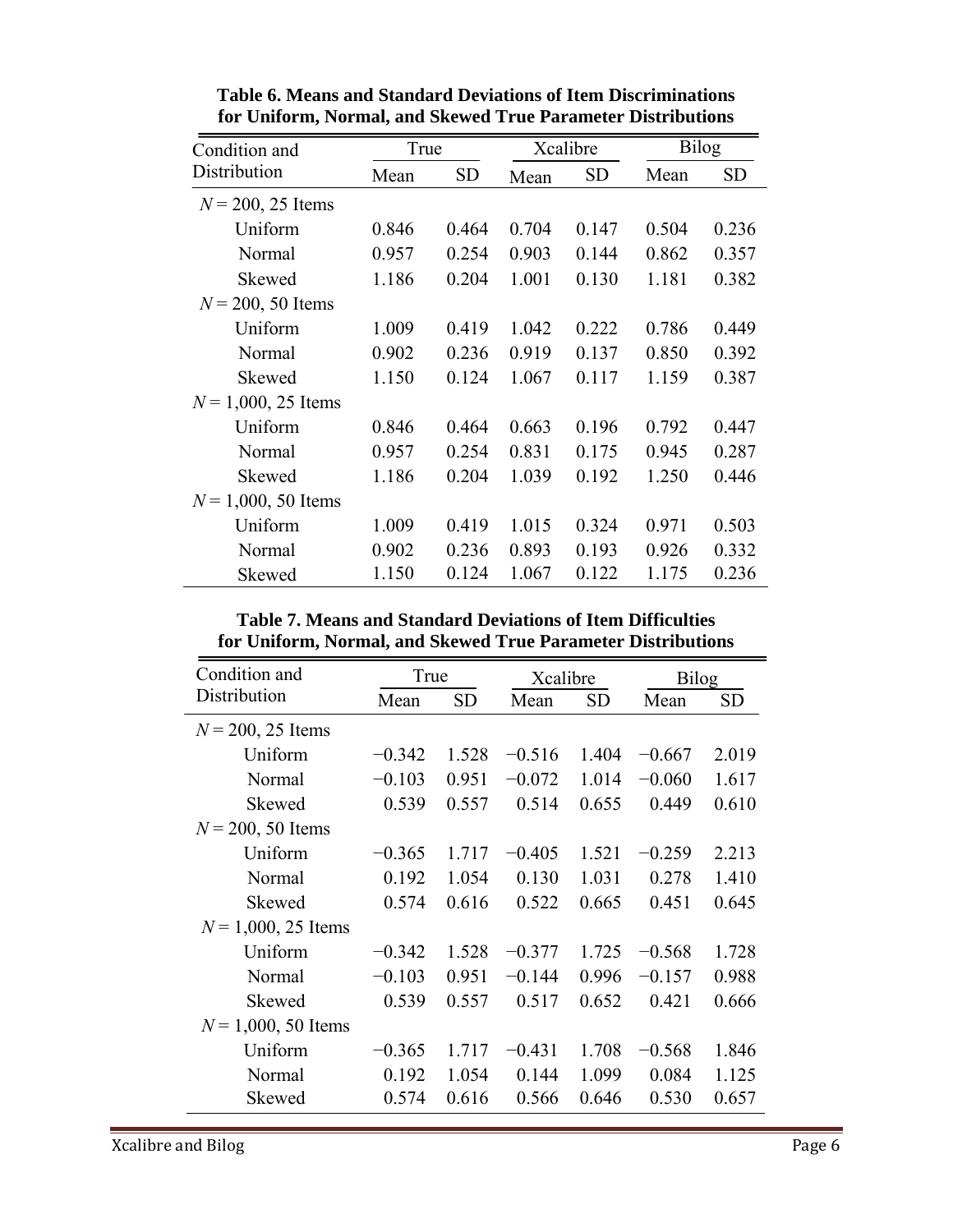**Table 6. Means and Standard Deviations of Item Discriminations for Uniform, Normal, and Skewed True Parameter Distributions**

| Condition and Distribution | True | | Xcalibre | | Bilog | |
|---|---|---|---|---|---|---|
| | Mean | SD | Mean | SD | Mean | SD |
| $N = 200$, 25 Items | | | | | | |
| Uniform | 0.846 | 0.464 | 0.704 | 0.147 | 0.504 | 0.236 |
| Normal | 0.957 | 0.254 | 0.903 | 0.144 | 0.862 | 0.357 |
| Skewed | 1.186 | 0.204 | 1.001 | 0.130 | 1.181 | 0.382 |
| $N = 200$, 50 Items | | | | | | |
| Uniform | 1.009 | 0.419 | 1.042 | 0.222 | 0.786 | 0.449 |
| Normal | 0.902 | 0.236 | 0.919 | 0.137 | 0.850 | 0.392 |
| Skewed | 1.150 | 0.124 | 1.067 | 0.117 | 1.159 | 0.387 |
| $N = 1{,}000$, 25 Items | | | | | | |
| Uniform | 0.846 | 0.464 | 0.663 | 0.196 | 0.792 | 0.447 |
| Normal | 0.957 | 0.254 | 0.831 | 0.175 | 0.945 | 0.287 |
| Skewed | 1.186 | 0.204 | 1.039 | 0.192 | 1.250 | 0.446 |
| $N = 1{,}000$, 50 Items | | | | | | |
| Uniform | 1.009 | 0.419 | 1.015 | 0.324 | 0.971 | 0.503 |
| Normal | 0.902 | 0.236 | 0.893 | 0.193 | 0.926 | 0.332 |
| Skewed | 1.150 | 0.124 | 1.067 | 0.122 | 1.175 | 0.236 |

**Table 7. Means and Standard Deviations of Item Difficulties for Uniform, Normal, and Skewed True Parameter Distributions**

| Condition and Distribution | True | | Xcalibre | | Bilog | |
|---|---|---|---|---|---|---|
| | Mean | SD | Mean | SD | Mean | SD |
| $N = 200$, 25 Items | | | | | | |
| Uniform | −0.342 | 1.528 | −0.516 | 1.404 | −0.667 | 2.019 |
| Normal | −0.103 | 0.951 | −0.072 | 1.014 | −0.060 | 1.617 |
| Skewed | 0.539 | 0.557 | 0.514 | 0.655 | 0.449 | 0.610 |
| $N = 200$, 50 Items | | | | | | |
| Uniform | −0.365 | 1.717 | −0.405 | 1.521 | −0.259 | 2.213 |
| Normal | 0.192 | 1.054 | 0.130 | 1.031 | 0.278 | 1.410 |
| Skewed | 0.574 | 0.616 | 0.522 | 0.665 | 0.451 | 0.645 |
| $N = 1{,}000$, 25 Items | | | | | | |
| Uniform | −0.342 | 1.528 | −0.377 | 1.725 | −0.568 | 1.728 |
| Normal | −0.103 | 0.951 | −0.144 | 0.996 | −0.157 | 0.988 |
| Skewed | 0.539 | 0.557 | 0.517 | 0.652 | 0.421 | 0.666 |
| $N = 1{,}000$, 50 Items | | | | | | |
| Uniform | −0.365 | 1.717 | −0.431 | 1.708 | −0.568 | 1.846 |
| Normal | 0.192 | 1.054 | 0.144 | 1.099 | 0.084 | 1.125 |
| Skewed | 0.574 | 0.616 | 0.566 | 0.646 | 0.530 | 0.657 |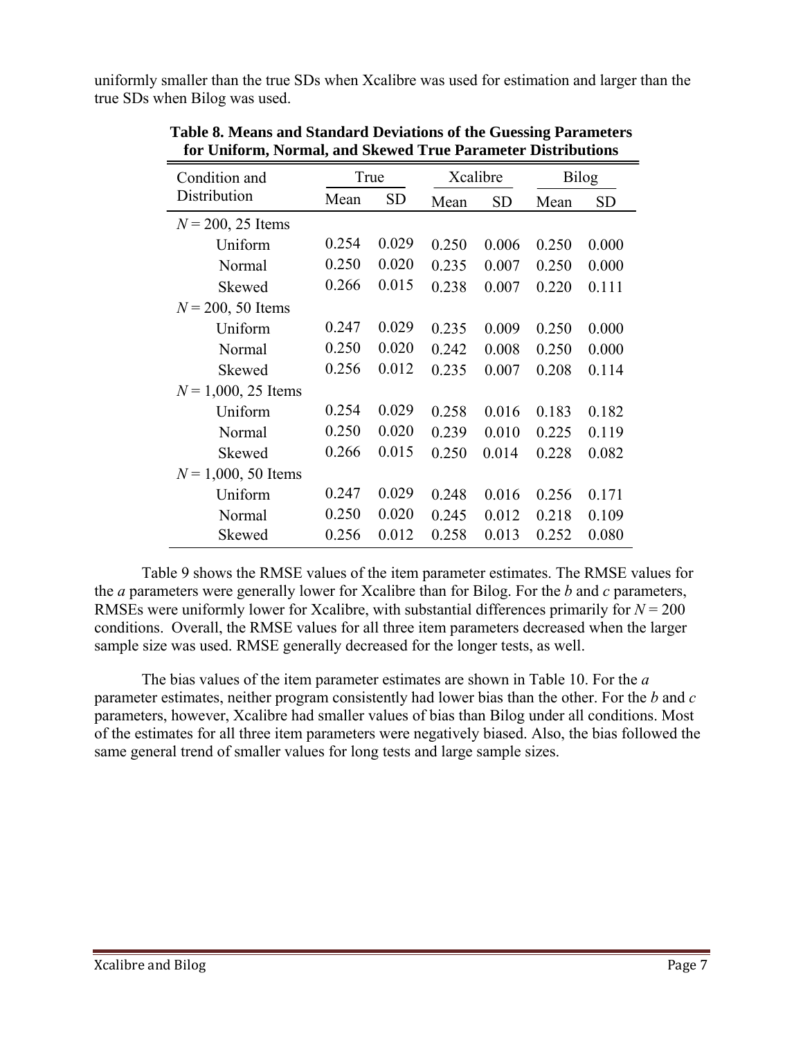uniformly smaller than the true SDs when Xcalibre was used for estimation and larger than the true SDs when Bilog was used.

**Table 8. Means and Standard Deviations of the Guessing Parameters for Uniform, Normal, and Skewed True Parameter Distributions**

| Condition and Distribution | True | | Xcalibre | | Bilog | |
|---|---|---|---|---|---|---|
| | Mean | SD | Mean | SD | Mean | SD |
| $N = 200$, 25 Items | | | | | | |
| Uniform | 0.254 | 0.029 | 0.250 | 0.006 | 0.250 | 0.000 |
| Normal | 0.250 | 0.020 | 0.235 | 0.007 | 0.250 | 0.000 |
| Skewed | 0.266 | 0.015 | 0.238 | 0.007 | 0.220 | 0.111 |
| $N = 200$, 50 Items | | | | | | |
| Uniform | 0.247 | 0.029 | 0.235 | 0.009 | 0.250 | 0.000 |
| Normal | 0.250 | 0.020 | 0.242 | 0.008 | 0.250 | 0.000 |
| Skewed | 0.256 | 0.012 | 0.235 | 0.007 | 0.208 | 0.114 |
| $N = 1{,}000$, 25 Items | | | | | | |
| Uniform | 0.254 | 0.029 | 0.258 | 0.016 | 0.183 | 0.182 |
| Normal | 0.250 | 0.020 | 0.239 | 0.010 | 0.225 | 0.119 |
| Skewed | 0.266 | 0.015 | 0.250 | 0.014 | 0.228 | 0.082 |
| $N = 1{,}000$, 50 Items | | | | | | |
| Uniform | 0.247 | 0.029 | 0.248 | 0.016 | 0.256 | 0.171 |
| Normal | 0.250 | 0.020 | 0.245 | 0.012 | 0.218 | 0.109 |
| Skewed | 0.256 | 0.012 | 0.258 | 0.013 | 0.252 | 0.080 |

Table 9 shows the RMSE values of the item parameter estimates. The RMSE values for the *a* parameters were generally lower for Xcalibre than for Bilog. For the *b* and *c* parameters, RMSEs were uniformly lower for Xcalibre, with substantial differences primarily for $N = 200$ conditions. Overall, the RMSE values for all three item parameters decreased when the larger sample size was used. RMSE generally decreased for the longer tests, as well.

The bias values of the item parameter estimates are shown in Table 10. For the *a* parameter estimates, neither program consistently had lower bias than the other. For the *b* and *c* parameters, however, Xcalibre had smaller values of bias than Bilog under all conditions. Most of the estimates for all three item parameters were negatively biased. Also, the bias followed the same general trend of smaller values for long tests and large sample sizes.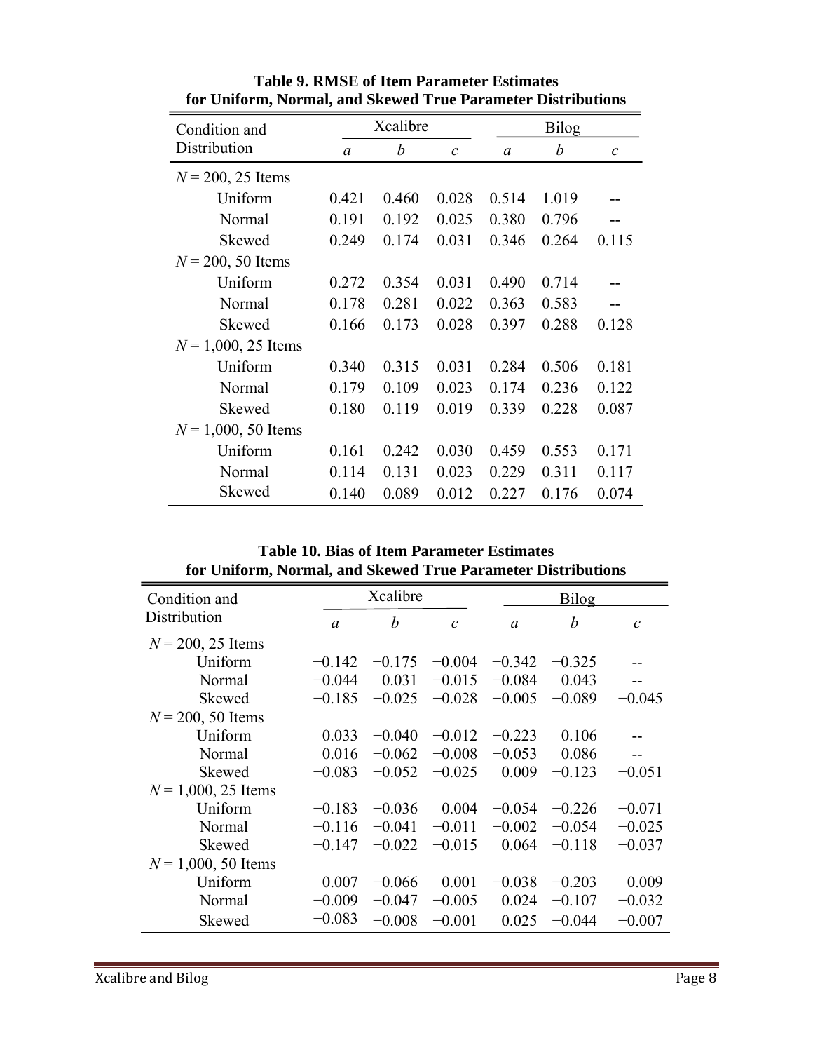**Table 9. RMSE of Item Parameter Estimates for Uniform, Normal, and Skewed True Parameter Distributions**

| Condition and Distribution | Xcalibre | | | Bilog | | |
|---|---|---|---|---|---|---|
| | *a* | *b* | *c* | *a* | *b* | *c* |
| $N = 200$, 25 Items | | | | | | |
| Uniform | 0.421 | 0.460 | 0.028 | 0.514 | 1.019 | -- |
| Normal | 0.191 | 0.192 | 0.025 | 0.380 | 0.796 | -- |
| Skewed | 0.249 | 0.174 | 0.031 | 0.346 | 0.264 | 0.115 |
| $N = 200$, 50 Items | | | | | | |
| Uniform | 0.272 | 0.354 | 0.031 | 0.490 | 0.714 | -- |
| Normal | 0.178 | 0.281 | 0.022 | 0.363 | 0.583 | -- |
| Skewed | 0.166 | 0.173 | 0.028 | 0.397 | 0.288 | 0.128 |
| $N = 1{,}000$, 25 Items | | | | | | |
| Uniform | 0.340 | 0.315 | 0.031 | 0.284 | 0.506 | 0.181 |
| Normal | 0.179 | 0.109 | 0.023 | 0.174 | 0.236 | 0.122 |
| Skewed | 0.180 | 0.119 | 0.019 | 0.339 | 0.228 | 0.087 |
| $N = 1{,}000$, 50 Items | | | | | | |
| Uniform | 0.161 | 0.242 | 0.030 | 0.459 | 0.553 | 0.171 |
| Normal | 0.114 | 0.131 | 0.023 | 0.229 | 0.311 | 0.117 |
| Skewed | 0.140 | 0.089 | 0.012 | 0.227 | 0.176 | 0.074 |

**Table 10. Bias of Item Parameter Estimates for Uniform, Normal, and Skewed True Parameter Distributions**

| Condition and Distribution | Xcalibre | | | Bilog | | |
|---|---|---|---|---|---|---|
| | *a* | *b* | *c* | *a* | *b* | *c* |
| $N = 200$, 25 Items | | | | | | |
| Uniform | −0.142 | −0.175 | −0.004 | −0.342 | −0.325 | -- |
| Normal | −0.044 | 0.031 | −0.015 | −0.084 | 0.043 | -- |
| Skewed | −0.185 | −0.025 | −0.028 | −0.005 | −0.089 | −0.045 |
| $N = 200$, 50 Items | | | | | | |
| Uniform | 0.033 | −0.040 | −0.012 | −0.223 | 0.106 | -- |
| Normal | 0.016 | −0.062 | −0.008 | −0.053 | 0.086 | -- |
| Skewed | −0.083 | −0.052 | −0.025 | 0.009 | −0.123 | −0.051 |
| $N = 1{,}000$, 25 Items | | | | | | |
| Uniform | −0.183 | −0.036 | 0.004 | −0.054 | −0.226 | −0.071 |
| Normal | −0.116 | −0.041 | −0.011 | −0.002 | −0.054 | −0.025 |
| Skewed | −0.147 | −0.022 | −0.015 | 0.064 | −0.118 | −0.037 |
| $N = 1{,}000$, 50 Items | | | | | | |
| Uniform | 0.007 | −0.066 | 0.001 | −0.038 | −0.203 | 0.009 |
| Normal | −0.009 | −0.047 | −0.005 | 0.024 | −0.107 | −0.032 |
| Skewed | −0.083 | −0.008 | −0.001 | 0.025 | −0.044 | −0.007 |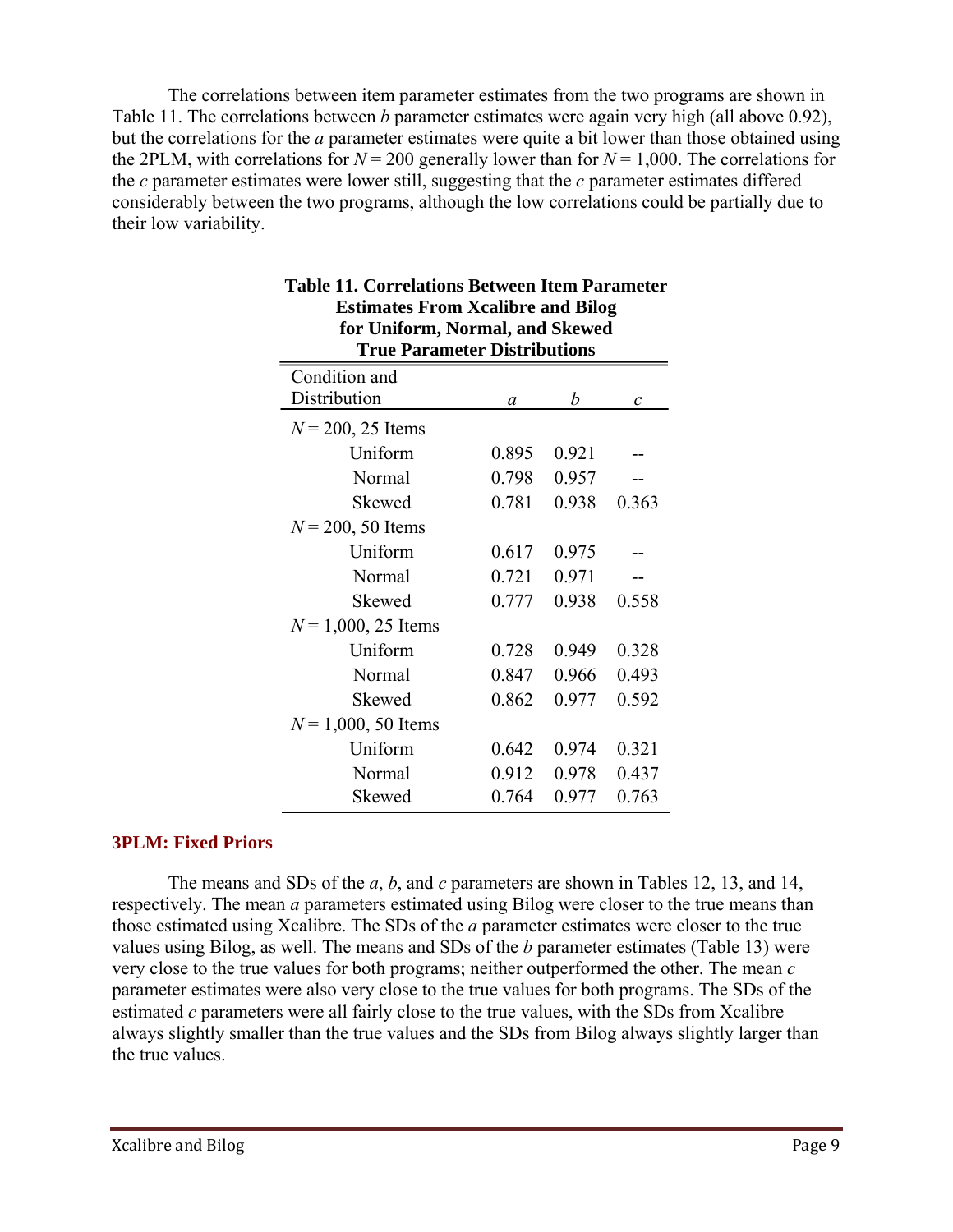The correlations between item parameter estimates from the two programs are shown in Table 11. The correlations between *b* parameter estimates were again very high (all above 0.92), but the correlations for the *a* parameter estimates were quite a bit lower than those obtained using the 2PLM, with correlations for $N = 200$ generally lower than for $N = 1{,}000$. The correlations for the *c* parameter estimates were lower still, suggesting that the *c* parameter estimates differed considerably between the two programs, although the low correlations could be partially due to their low variability.

**Table 11. Correlations Between Item Parameter Estimates From Xcalibre and Bilog for Uniform, Normal, and Skewed True Parameter Distributions**

| Condition and Distribution | *a* | *b* | *c* |
|---|---|---|---|
| $N = 200$, 25 Items | | | |
| Uniform | 0.895 | 0.921 | -- |
| Normal | 0.798 | 0.957 | -- |
| Skewed | 0.781 | 0.938 | 0.363 |
| $N = 200$, 50 Items | | | |
| Uniform | 0.617 | 0.975 | -- |
| Normal | 0.721 | 0.971 | -- |
| Skewed | 0.777 | 0.938 | 0.558 |
| $N = 1{,}000$, 25 Items | | | |
| Uniform | 0.728 | 0.949 | 0.328 |
| Normal | 0.847 | 0.966 | 0.493 |
| Skewed | 0.862 | 0.977 | 0.592 |
| $N = 1{,}000$, 50 Items | | | |
| Uniform | 0.642 | 0.974 | 0.321 |
| Normal | 0.912 | 0.978 | 0.437 |
| Skewed | 0.764 | 0.977 | 0.763 |

### 3PLM: Fixed Priors

The means and SDs of the *a*, *b*, and *c* parameters are shown in Tables 12, 13, and 14, respectively. The mean *a* parameters estimated using Bilog were closer to the true means than those estimated using Xcalibre. The SDs of the *a* parameter estimates were closer to the true values using Bilog, as well. The means and SDs of the *b* parameter estimates (Table 13) were very close to the true values for both programs; neither outperformed the other. The mean *c* parameter estimates were also very close to the true values for both programs. The SDs of the estimated *c* parameters were all fairly close to the true values, with the SDs from Xcalibre always slightly smaller than the true values and the SDs from Bilog always slightly larger than the true values.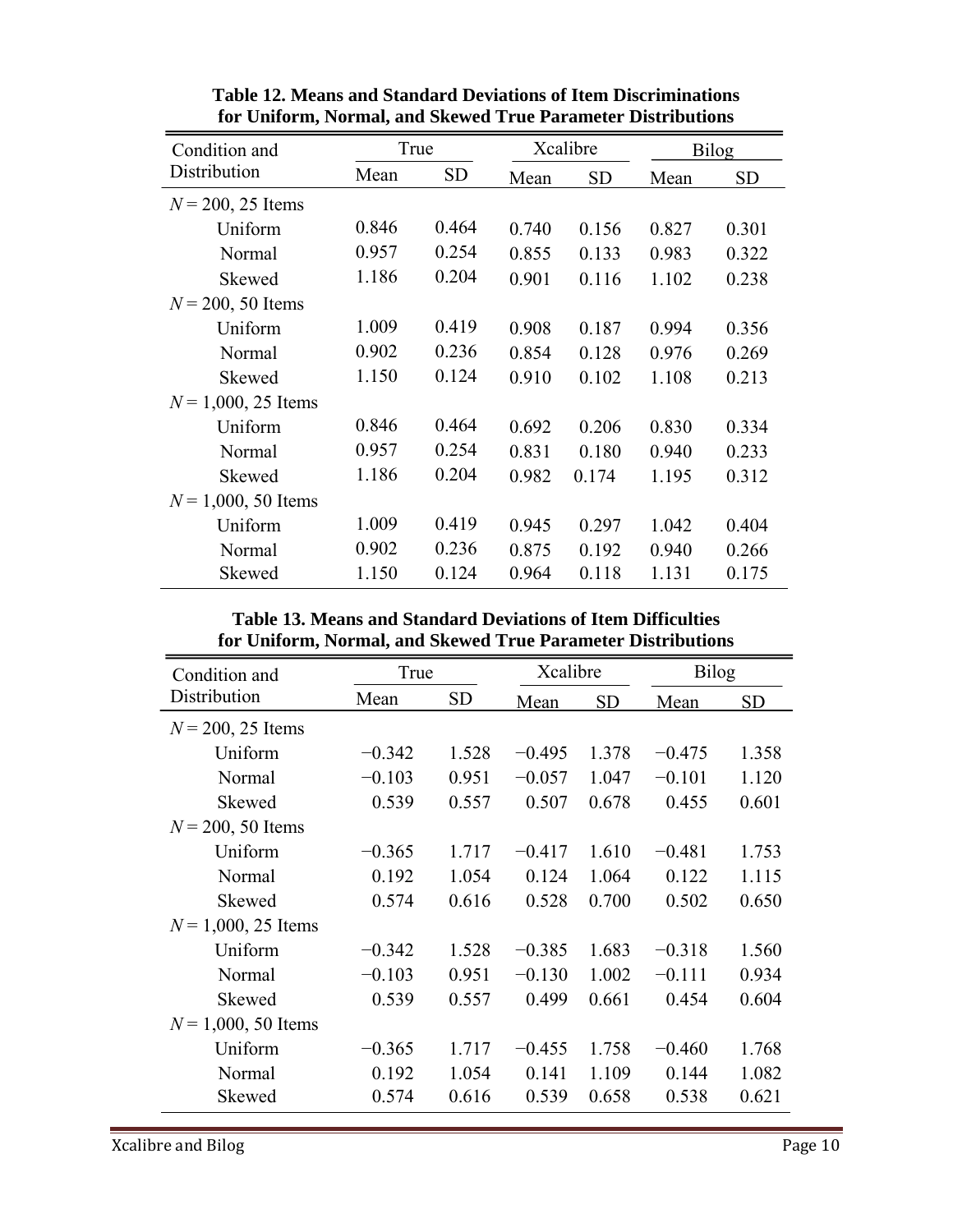**Table 12. Means and Standard Deviations of Item Discriminations for Uniform, Normal, and Skewed True Parameter Distributions**

| Condition and Distribution | True | | Xcalibre | | Bilog | |
|---|---|---|---|---|---|---|
| | Mean | SD | Mean | SD | Mean | SD |
| $N = 200$, 25 Items | | | | | | |
| Uniform | 0.846 | 0.464 | 0.740 | 0.156 | 0.827 | 0.301 |
| Normal | 0.957 | 0.254 | 0.855 | 0.133 | 0.983 | 0.322 |
| Skewed | 1.186 | 0.204 | 0.901 | 0.116 | 1.102 | 0.238 |
| $N = 200$, 50 Items | | | | | | |
| Uniform | 1.009 | 0.419 | 0.908 | 0.187 | 0.994 | 0.356 |
| Normal | 0.902 | 0.236 | 0.854 | 0.128 | 0.976 | 0.269 |
| Skewed | 1.150 | 0.124 | 0.910 | 0.102 | 1.108 | 0.213 |
| $N = 1{,}000$, 25 Items | | | | | | |
| Uniform | 0.846 | 0.464 | 0.692 | 0.206 | 0.830 | 0.334 |
| Normal | 0.957 | 0.254 | 0.831 | 0.180 | 0.940 | 0.233 |
| Skewed | 1.186 | 0.204 | 0.982 | 0.174 | 1.195 | 0.312 |
| $N = 1{,}000$, 50 Items | | | | | | |
| Uniform | 1.009 | 0.419 | 0.945 | 0.297 | 1.042 | 0.404 |
| Normal | 0.902 | 0.236 | 0.875 | 0.192 | 0.940 | 0.266 |
| Skewed | 1.150 | 0.124 | 0.964 | 0.118 | 1.131 | 0.175 |

**Table 13. Means and Standard Deviations of Item Difficulties for Uniform, Normal, and Skewed True Parameter Distributions**

| Condition and Distribution | True | | Xcalibre | | Bilog | |
|---|---|---|---|---|---|---|
| | Mean | SD | Mean | SD | Mean | SD |
| $N = 200$, 25 Items | | | | | | |
| Uniform | −0.342 | 1.528 | −0.495 | 1.378 | −0.475 | 1.358 |
| Normal | −0.103 | 0.951 | −0.057 | 1.047 | −0.101 | 1.120 |
| Skewed | 0.539 | 0.557 | 0.507 | 0.678 | 0.455 | 0.601 |
| $N = 200$, 50 Items | | | | | | |
| Uniform | −0.365 | 1.717 | −0.417 | 1.610 | −0.481 | 1.753 |
| Normal | 0.192 | 1.054 | 0.124 | 1.064 | 0.122 | 1.115 |
| Skewed | 0.574 | 0.616 | 0.528 | 0.700 | 0.502 | 0.650 |
| $N = 1{,}000$, 25 Items | | | | | | |
| Uniform | −0.342 | 1.528 | −0.385 | 1.683 | −0.318 | 1.560 |
| Normal | −0.103 | 0.951 | −0.130 | 1.002 | −0.111 | 0.934 |
| Skewed | 0.539 | 0.557 | 0.499 | 0.661 | 0.454 | 0.604 |
| $N = 1{,}000$, 50 Items | | | | | | |
| Uniform | −0.365 | 1.717 | −0.455 | 1.758 | −0.460 | 1.768 |
| Normal | 0.192 | 1.054 | 0.141 | 1.109 | 0.144 | 1.082 |
| Skewed | 0.574 | 0.616 | 0.539 | 0.658 | 0.538 | 0.621 |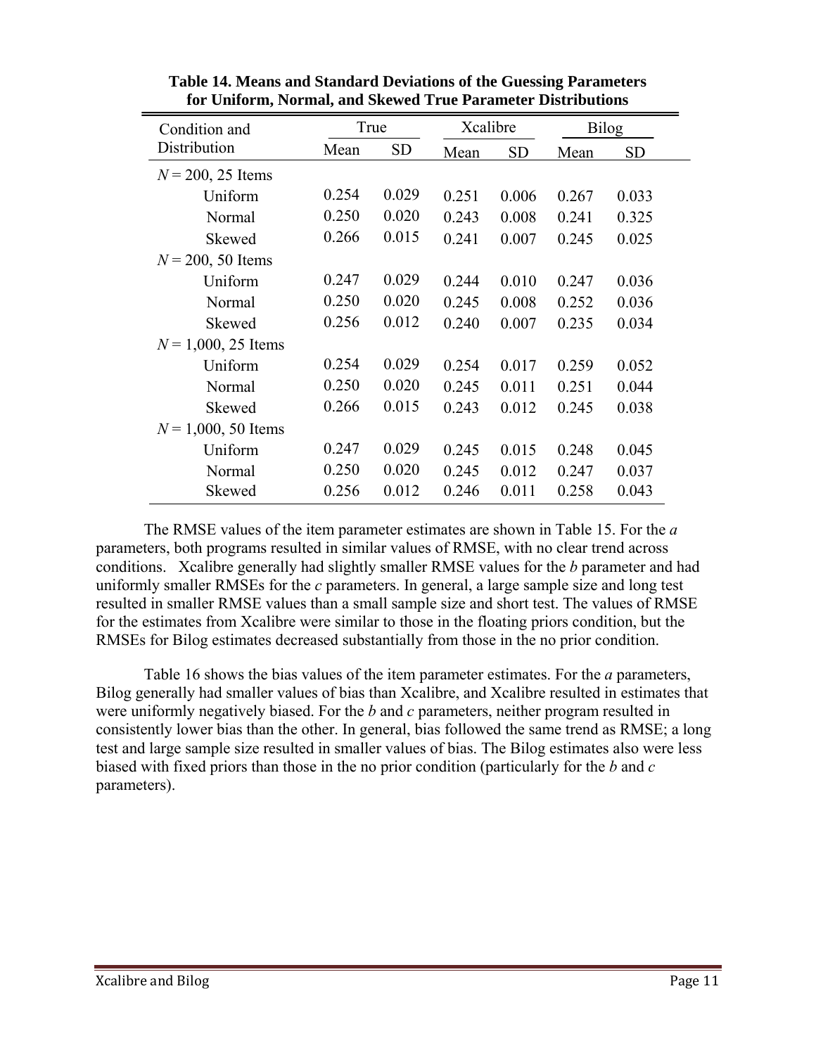**Table 14. Means and Standard Deviations of the Guessing Parameters for Uniform, Normal, and Skewed True Parameter Distributions**

| Condition and Distribution | True | | Xcalibre | | Bilog | |
|---|---|---|---|---|---|---|
| | Mean | SD | Mean | SD | Mean | SD |
| $N = 200$, 25 Items | | | | | | |
| Uniform | 0.254 | 0.029 | 0.251 | 0.006 | 0.267 | 0.033 |
| Normal | 0.250 | 0.020 | 0.243 | 0.008 | 0.241 | 0.325 |
| Skewed | 0.266 | 0.015 | 0.241 | 0.007 | 0.245 | 0.025 |
| $N = 200$, 50 Items | | | | | | |
| Uniform | 0.247 | 0.029 | 0.244 | 0.010 | 0.247 | 0.036 |
| Normal | 0.250 | 0.020 | 0.245 | 0.008 | 0.252 | 0.036 |
| Skewed | 0.256 | 0.012 | 0.240 | 0.007 | 0.235 | 0.034 |
| $N = 1{,}000$, 25 Items | | | | | | |
| Uniform | 0.254 | 0.029 | 0.254 | 0.017 | 0.259 | 0.052 |
| Normal | 0.250 | 0.020 | 0.245 | 0.011 | 0.251 | 0.044 |
| Skewed | 0.266 | 0.015 | 0.243 | 0.012 | 0.245 | 0.038 |
| $N = 1{,}000$, 50 Items | | | | | | |
| Uniform | 0.247 | 0.029 | 0.245 | 0.015 | 0.248 | 0.045 |
| Normal | 0.250 | 0.020 | 0.245 | 0.012 | 0.247 | 0.037 |
| Skewed | 0.256 | 0.012 | 0.246 | 0.011 | 0.258 | 0.043 |

The RMSE values of the item parameter estimates are shown in Table 15. For the *a* parameters, both programs resulted in similar values of RMSE, with no clear trend across conditions. Xcalibre generally had slightly smaller RMSE values for the *b* parameter and had uniformly smaller RMSEs for the *c* parameters. In general, a large sample size and long test resulted in smaller RMSE values than a small sample size and short test. The values of RMSE for the estimates from Xcalibre were similar to those in the floating priors condition, but the RMSEs for Bilog estimates decreased substantially from those in the no prior condition.

Table 16 shows the bias values of the item parameter estimates. For the *a* parameters, Bilog generally had smaller values of bias than Xcalibre, and Xcalibre resulted in estimates that were uniformly negatively biased. For the *b* and *c* parameters, neither program resulted in consistently lower bias than the other. In general, bias followed the same trend as RMSE; a long test and large sample size resulted in smaller values of bias. The Bilog estimates also were less biased with fixed priors than those in the no prior condition (particularly for the *b* and *c* parameters).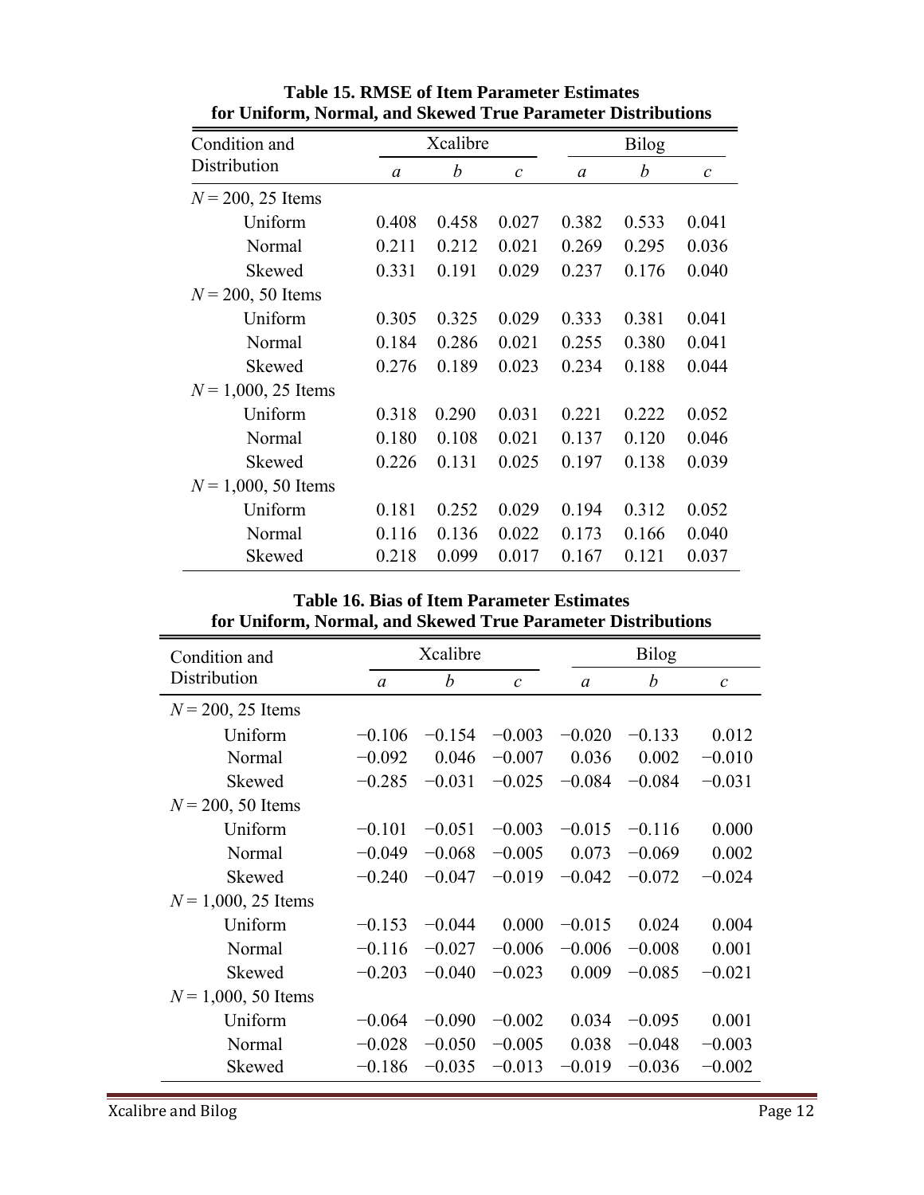**Table 15. RMSE of Item Parameter Estimates for Uniform, Normal, and Skewed True Parameter Distributions**

| Condition and Distribution | Xcalibre | | | Bilog | | |
|---|---|---|---|---|---|---|
| | *a* | *b* | *c* | *a* | *b* | *c* |
| *N* = 200, 25 Items | | | | | | |
| Uniform | 0.408 | 0.458 | 0.027 | 0.382 | 0.533 | 0.041 |
| Normal | 0.211 | 0.212 | 0.021 | 0.269 | 0.295 | 0.036 |
| Skewed | 0.331 | 0.191 | 0.029 | 0.237 | 0.176 | 0.040 |
| *N* = 200, 50 Items | | | | | | |
| Uniform | 0.305 | 0.325 | 0.029 | 0.333 | 0.381 | 0.041 |
| Normal | 0.184 | 0.286 | 0.021 | 0.255 | 0.380 | 0.041 |
| Skewed | 0.276 | 0.189 | 0.023 | 0.234 | 0.188 | 0.044 |
| *N* = 1,000, 25 Items | | | | | | |
| Uniform | 0.318 | 0.290 | 0.031 | 0.221 | 0.222 | 0.052 |
| Normal | 0.180 | 0.108 | 0.021 | 0.137 | 0.120 | 0.046 |
| Skewed | 0.226 | 0.131 | 0.025 | 0.197 | 0.138 | 0.039 |
| *N* = 1,000, 50 Items | | | | | | |
| Uniform | 0.181 | 0.252 | 0.029 | 0.194 | 0.312 | 0.052 |
| Normal | 0.116 | 0.136 | 0.022 | 0.173 | 0.166 | 0.040 |
| Skewed | 0.218 | 0.099 | 0.017 | 0.167 | 0.121 | 0.037 |

**Table 16. Bias of Item Parameter Estimates for Uniform, Normal, and Skewed True Parameter Distributions**

| Condition and Distribution | Xcalibre | | | Bilog | | |
|---|---|---|---|---|---|---|
| | *a* | *b* | *c* | *a* | *b* | *c* |
| *N* = 200, 25 Items | | | | | | |
| Uniform | −0.106 | −0.154 | −0.003 | −0.020 | −0.133 | 0.012 |
| Normal | −0.092 | 0.046 | −0.007 | 0.036 | 0.002 | −0.010 |
| Skewed | −0.285 | −0.031 | −0.025 | −0.084 | −0.084 | −0.031 |
| *N* = 200, 50 Items | | | | | | |
| Uniform | −0.101 | −0.051 | −0.003 | −0.015 | −0.116 | 0.000 |
| Normal | −0.049 | −0.068 | −0.005 | 0.073 | −0.069 | 0.002 |
| Skewed | −0.240 | −0.047 | −0.019 | −0.042 | −0.072 | −0.024 |
| *N* = 1,000, 25 Items | | | | | | |
| Uniform | −0.153 | −0.044 | 0.000 | −0.015 | 0.024 | 0.004 |
| Normal | −0.116 | −0.027 | −0.006 | −0.006 | −0.008 | 0.001 |
| Skewed | −0.203 | −0.040 | −0.023 | 0.009 | −0.085 | −0.021 |
| *N* = 1,000, 50 Items | | | | | | |
| Uniform | −0.064 | −0.090 | −0.002 | 0.034 | −0.095 | 0.001 |
| Normal | −0.028 | −0.050 | −0.005 | 0.038 | −0.048 | −0.003 |
| Skewed | −0.186 | −0.035 | −0.013 | −0.019 | −0.036 | −0.002 |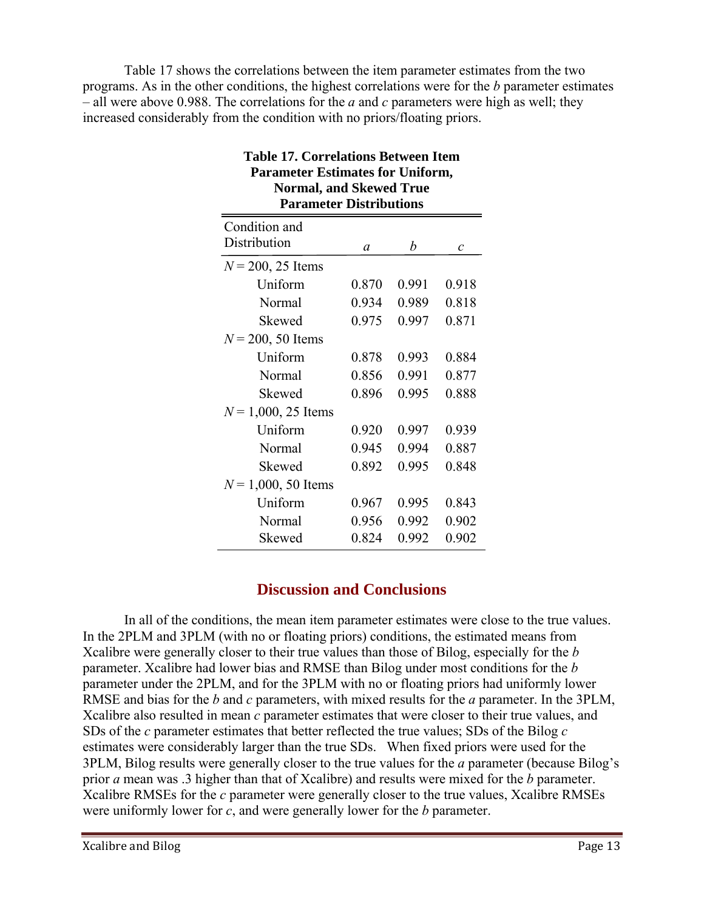Table 17 shows the correlations between the item parameter estimates from the two programs. As in the other conditions, the highest correlations were for the *b* parameter estimates – all were above 0.988. The correlations for the *a* and *c* parameters were high as well; they increased considerably from the condition with no priors/floating priors.

**Table 17. Correlations Between Item Parameter Estimates for Uniform, Normal, and Skewed True Parameter Distributions**

| Condition and Distribution | *a* | *b* | *c* |
|---|---|---|---|
| *N* = 200, 25 Items | | | |
| Uniform | 0.870 | 0.991 | 0.918 |
| Normal | 0.934 | 0.989 | 0.818 |
| Skewed | 0.975 | 0.997 | 0.871 |
| *N* = 200, 50 Items | | | |
| Uniform | 0.878 | 0.993 | 0.884 |
| Normal | 0.856 | 0.991 | 0.877 |
| Skewed | 0.896 | 0.995 | 0.888 |
| *N* = 1,000, 25 Items | | | |
| Uniform | 0.920 | 0.997 | 0.939 |
| Normal | 0.945 | 0.994 | 0.887 |
| Skewed | 0.892 | 0.995 | 0.848 |
| *N* = 1,000, 50 Items | | | |
| Uniform | 0.967 | 0.995 | 0.843 |
| Normal | 0.956 | 0.992 | 0.902 |
| Skewed | 0.824 | 0.992 | 0.902 |

## Discussion and Conclusions

In all of the conditions, the mean item parameter estimates were close to the true values. In the 2PLM and 3PLM (with no or floating priors) conditions, the estimated means from Xcalibre were generally closer to their true values than those of Bilog, especially for the *b* parameter. Xcalibre had lower bias and RMSE than Bilog under most conditions for the *b* parameter under the 2PLM, and for the 3PLM with no or floating priors had uniformly lower RMSE and bias for the *b* and *c* parameters, with mixed results for the *a* parameter. In the 3PLM, Xcalibre also resulted in mean *c* parameter estimates that were closer to their true values, and SDs of the *c* parameter estimates that better reflected the true values; SDs of the Bilog *c* estimates were considerably larger than the true SDs. When fixed priors were used for the 3PLM, Bilog results were generally closer to the true values for the *a* parameter (because Bilog's prior *a* mean was .3 higher than that of Xcalibre) and results were mixed for the *b* parameter. Xcalibre RMSEs for the *c* parameter were generally closer to the true values, Xcalibre RMSEs were uniformly lower for *c*, and were generally lower for the *b* parameter.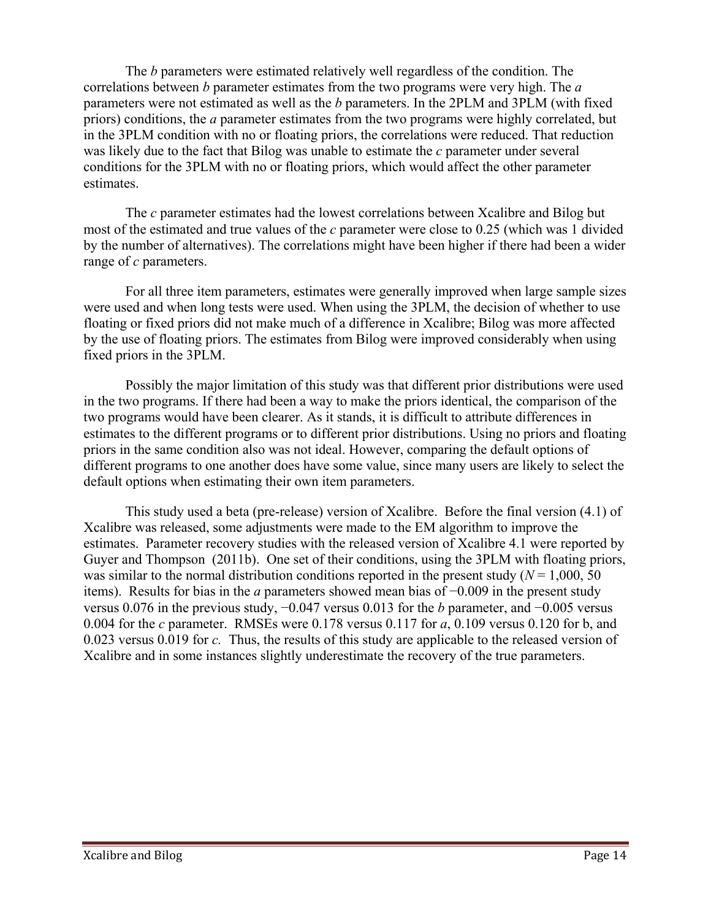The *b* parameters were estimated relatively well regardless of the condition. The correlations between *b* parameter estimates from the two programs were very high. The *a* parameters were not estimated as well as the *b* parameters. In the 2PLM and 3PLM (with fixed priors) conditions, the *a* parameter estimates from the two programs were highly correlated, but in the 3PLM condition with no or floating priors, the correlations were reduced. That reduction was likely due to the fact that Bilog was unable to estimate the *c* parameter under several conditions for the 3PLM with no or floating priors, which would affect the other parameter estimates.

The *c* parameter estimates had the lowest correlations between Xcalibre and Bilog but most of the estimated and true values of the *c* parameter were close to 0.25 (which was 1 divided by the number of alternatives). The correlations might have been higher if there had been a wider range of *c* parameters.

For all three item parameters, estimates were generally improved when large sample sizes were used and when long tests were used. When using the 3PLM, the decision of whether to use floating or fixed priors did not make much of a difference in Xcalibre; Bilog was more affected by the use of floating priors. The estimates from Bilog were improved considerably when using fixed priors in the 3PLM.

Possibly the major limitation of this study was that different prior distributions were used in the two programs. If there had been a way to make the priors identical, the comparison of the two programs would have been clearer. As it stands, it is difficult to attribute differences in estimates to the different programs or to different prior distributions. Using no priors and floating priors in the same condition also was not ideal. However, comparing the default options of different programs to one another does have some value, since many users are likely to select the default options when estimating their own item parameters.

This study used a beta (pre-release) version of Xcalibre. Before the final version (4.1) of Xcalibre was released, some adjustments were made to the EM algorithm to improve the estimates. Parameter recovery studies with the released version of Xcalibre 4.1 were reported by Guyer and Thompson (2011b). One set of their conditions, using the 3PLM with floating priors, was similar to the normal distribution conditions reported in the present study ($N = 1{,}000$, 50 items). Results for bias in the *a* parameters showed mean bias of −0.009 in the present study versus 0.076 in the previous study, −0.047 versus 0.013 for the *b* parameter, and −0.005 versus 0.004 for the *c* parameter. RMSEs were 0.178 versus 0.117 for *a*, 0.109 versus 0.120 for b, and 0.023 versus 0.019 for *c*. Thus, the results of this study are applicable to the released version of Xcalibre and in some instances slightly underestimate the recovery of the true parameters.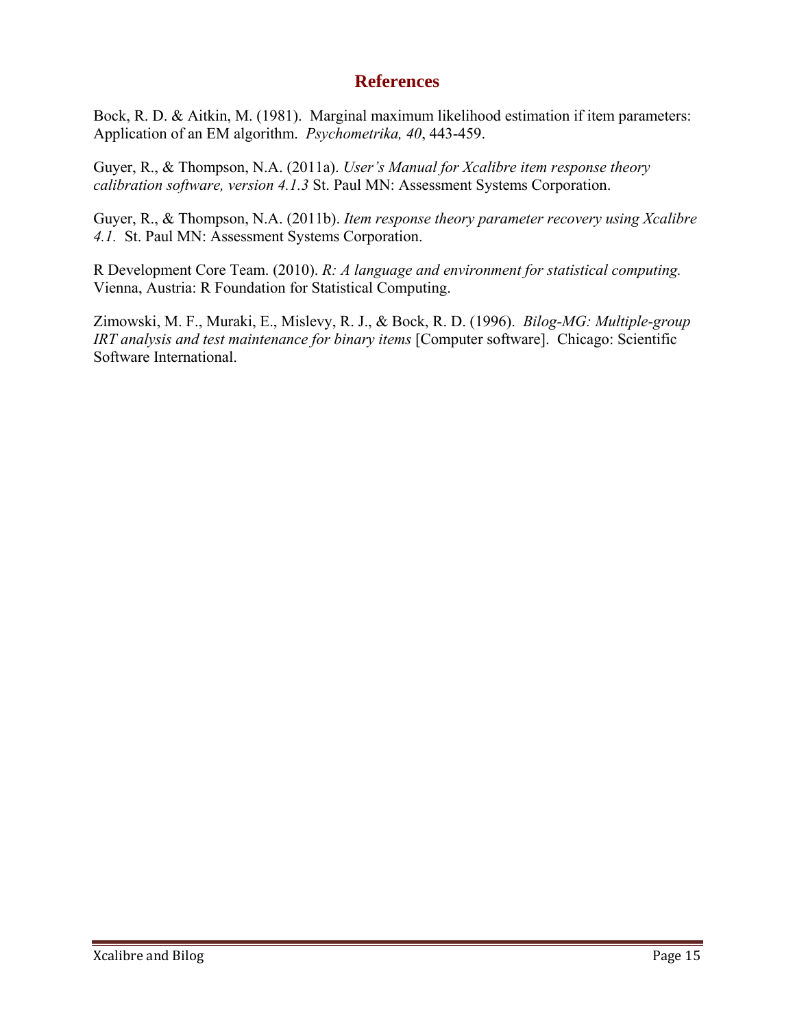# References

Bock, R. D. & Aitkin, M. (1981). Marginal maximum likelihood estimation if item parameters: Application of an EM algorithm. *Psychometrika, 40*, 443-459.

Guyer, R., & Thompson, N.A. (2011a). *User's Manual for Xcalibre item response theory calibration software, version 4.1.3* St. Paul MN: Assessment Systems Corporation.

Guyer, R., & Thompson, N.A. (2011b). *Item response theory parameter recovery using Xcalibre 4.1.* St. Paul MN: Assessment Systems Corporation.

R Development Core Team. (2010). *R: A language and environment for statistical computing.* Vienna, Austria: R Foundation for Statistical Computing.

Zimowski, M. F., Muraki, E., Mislevy, R. J., & Bock, R. D. (1996). *Bilog-MG: Multiple-group IRT analysis and test maintenance for binary items* [Computer software]. Chicago: Scientific Software International.